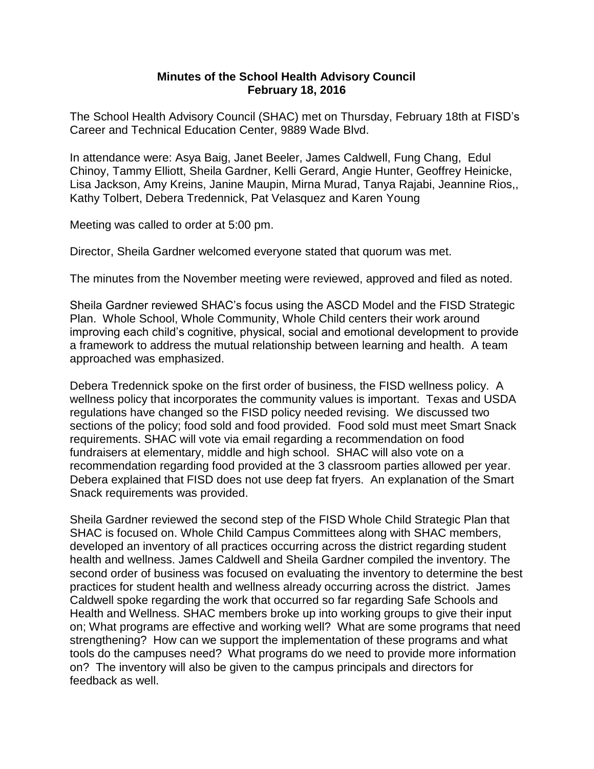# Minutes of the School Health Advisory Council
## February 18, 2016

The School Health Advisory Council (SHAC) met on Thursday, February 18th at FISD's Career and Technical Education Center, 9889 Wade Blvd.

In attendance were: Asya Baig, Janet Beeler, James Caldwell, Fung Chang, Edul Chinoy, Tammy Elliott, Sheila Gardner, Kelli Gerard, Angie Hunter, Geoffrey Heinicke, Lisa Jackson, Amy Kreins, Janine Maupin, Mirna Murad, Tanya Rajabi, Jeannine Rios,, Kathy Tolbert, Debera Tredennick, Pat Velasquez and Karen Young

Meeting was called to order at 5:00 pm.

Director, Sheila Gardner welcomed everyone stated that quorum was met.

The minutes from the November meeting were reviewed, approved and filed as noted.

Sheila Gardner reviewed SHAC's focus using the ASCD Model and the FISD Strategic Plan. Whole School, Whole Community, Whole Child centers their work around improving each child's cognitive, physical, social and emotional development to provide a framework to address the mutual relationship between learning and health. A team approached was emphasized.

Debera Tredennick spoke on the first order of business, the FISD wellness policy. A wellness policy that incorporates the community values is important. Texas and USDA regulations have changed so the FISD policy needed revising. We discussed two sections of the policy; food sold and food provided. Food sold must meet Smart Snack requirements. SHAC will vote via email regarding a recommendation on food fundraisers at elementary, middle and high school. SHAC will also vote on a recommendation regarding food provided at the 3 classroom parties allowed per year. Debera explained that FISD does not use deep fat fryers. An explanation of the Smart Snack requirements was provided.

Sheila Gardner reviewed the second step of the FISD Whole Child Strategic Plan that SHAC is focused on. Whole Child Campus Committees along with SHAC members, developed an inventory of all practices occurring across the district regarding student health and wellness. James Caldwell and Sheila Gardner compiled the inventory. The second order of business was focused on evaluating the inventory to determine the best practices for student health and wellness already occurring across the district. James Caldwell spoke regarding the work that occurred so far regarding Safe Schools and Health and Wellness. SHAC members broke up into working groups to give their input on; What programs are effective and working well? What are some programs that need strengthening? How can we support the implementation of these programs and what tools do the campuses need? What programs do we need to provide more information on? The inventory will also be given to the campus principals and directors for feedback as well.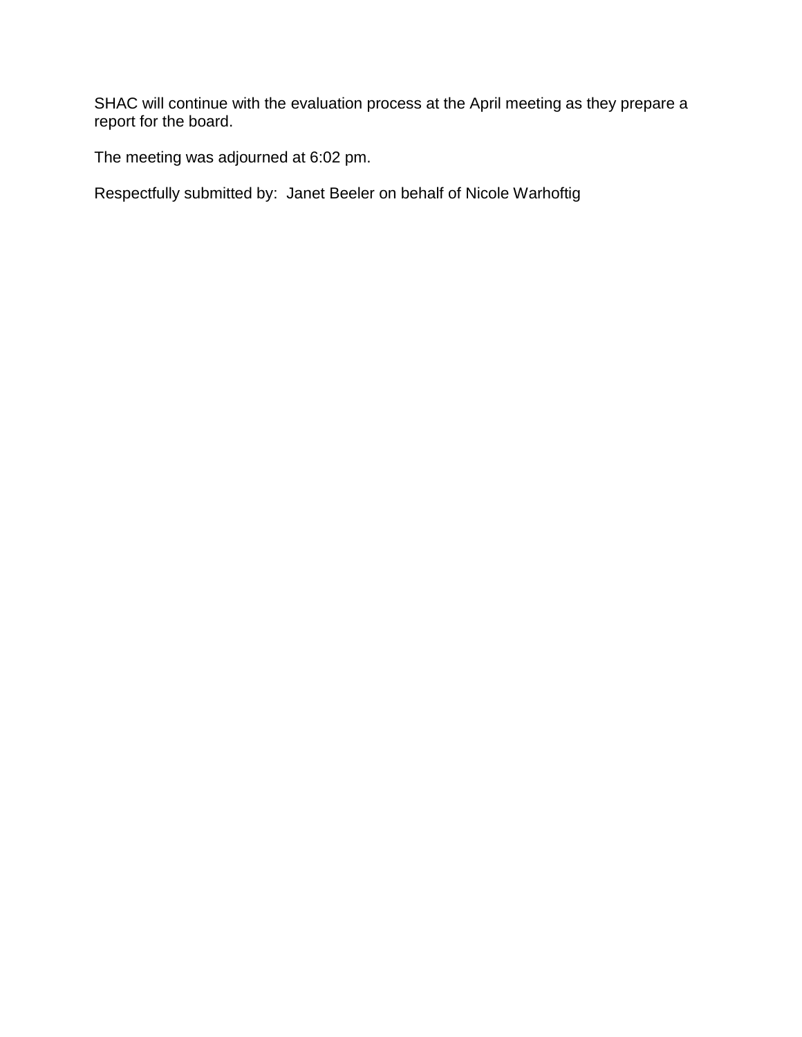SHAC will continue with the evaluation process at the April meeting as they prepare a report for the board.

The meeting was adjourned at 6:02 pm.

Respectfully submitted by: Janet Beeler on behalf of Nicole Warhoftig